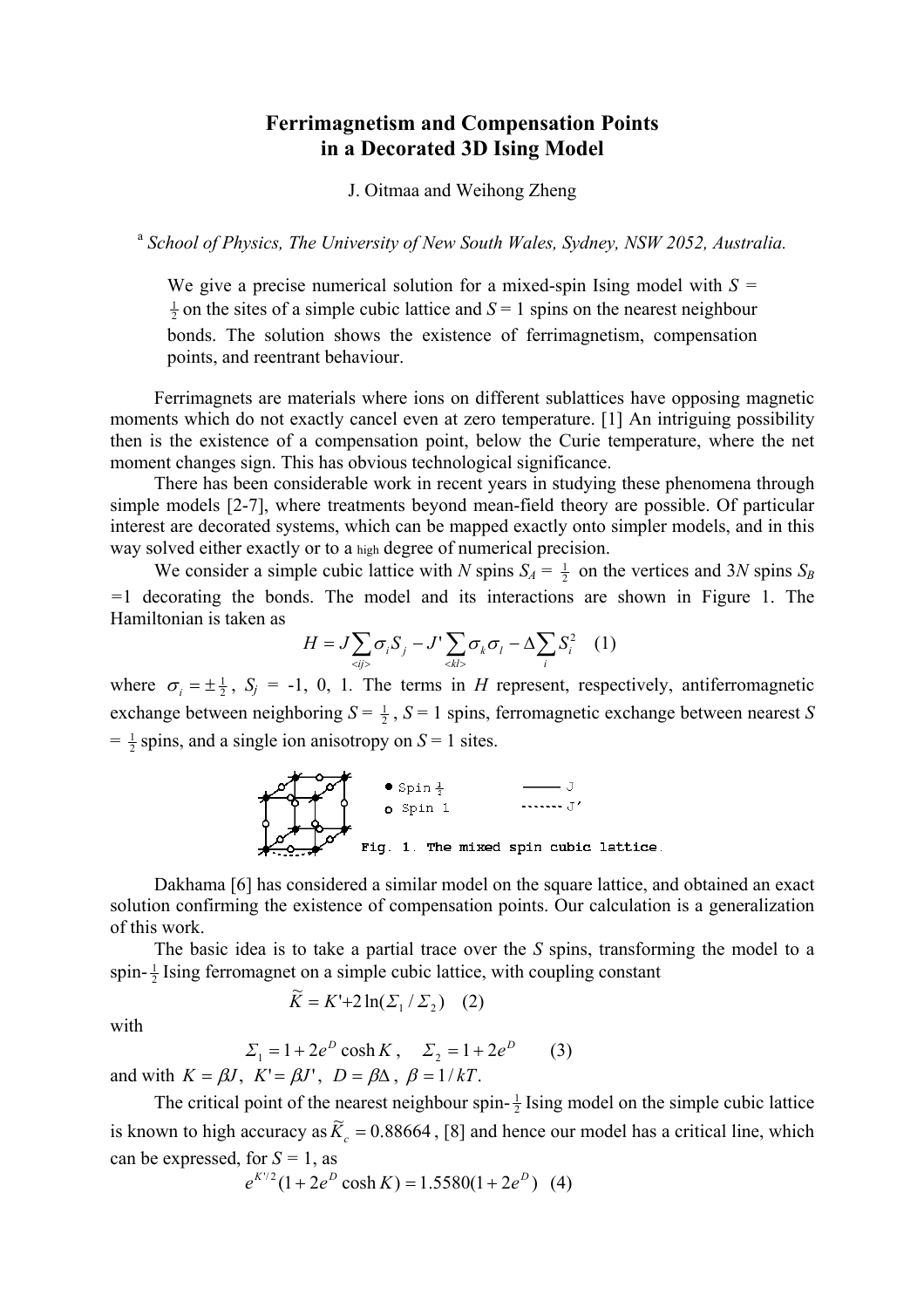# Ferrimagnetism and Compensation Points in a Decorated 3D Ising Model

J. Oitmaa and Weihong Zheng

[a] *School of Physics, The University of New South Wales, Sydney, NSW 2052, Australia.*

> We give a precise numerical solution for a mixed-spin Ising model with $S = \frac{1}{2}$ on the sites of a simple cubic lattice and $S = 1$ spins on the nearest neighbour bonds. The solution shows the existence of ferrimagnetism, compensation points, and reentrant behaviour.

Ferrimagnets are materials where ions on different sublattices have opposing magnetic moments which do not exactly cancel even at zero temperature. [1] An intriguing possibility then is the existence of a compensation point, below the Curie temperature, where the net moment changes sign. This has obvious technological significance.

There has been considerable work in recent years in studying these phenomena through simple models [2-7], where treatments beyond mean-field theory are possible. Of particular interest are decorated systems, which can be mapped exactly onto simpler models, and in this way solved either exactly or to a high degree of numerical precision.

We consider a simple cubic lattice with $N$ spins $S_A = \frac{1}{2}$ on the vertices and $3N$ spins $S_B = 1$ decorating the bonds. The model and its interactions are shown in Figure 1. The Hamiltonian is taken as

$$H = J\sum_{<ij>}\sigma_i S_j - J'\sum_{<kl>}\sigma_k\sigma_l - \Delta\sum_i S_i^2 \quad (1)$$

where $\sigma_i = \pm\frac{1}{2}$, $S_j$ = -1, 0, 1. The terms in $H$ represent, respectively, antiferromagnetic exchange between neighboring $S = \frac{1}{2}$, $S = 1$ spins, ferromagnetic exchange between nearest $S = \frac{1}{2}$ spins, and a single ion anisotropy on $S = 1$ sites.

Fig. 1. The mixed spin cubic lattice.

Dakhama [6] has considered a similar model on the square lattice, and obtained an exact solution confirming the existence of compensation points. Our calculation is a generalization of this work.

The basic idea is to take a partial trace over the $S$ spins, transforming the model to a spin-$\frac{1}{2}$ Ising ferromagnet on a simple cubic lattice, with coupling constant

$$\widetilde{K} = K' + 2\ln(\Sigma_1/\Sigma_2) \quad (2)$$

with

$$\Sigma_1 = 1 + 2e^D\cosh K, \quad \Sigma_2 = 1 + 2e^D \quad (3)$$

and with $K = \beta J$, $K' = \beta J'$, $D = \beta\Delta$, $\beta = 1/kT$.

The critical point of the nearest neighbour spin-$\frac{1}{2}$ Ising model on the simple cubic lattice is known to high accuracy as $\widetilde{K}_c = 0.88664$, [8] and hence our model has a critical line, which can be expressed, for $S = 1$, as

$$e^{K'/2}(1 + 2e^D\cosh K) = 1.5580(1 + 2e^D) \quad (4)$$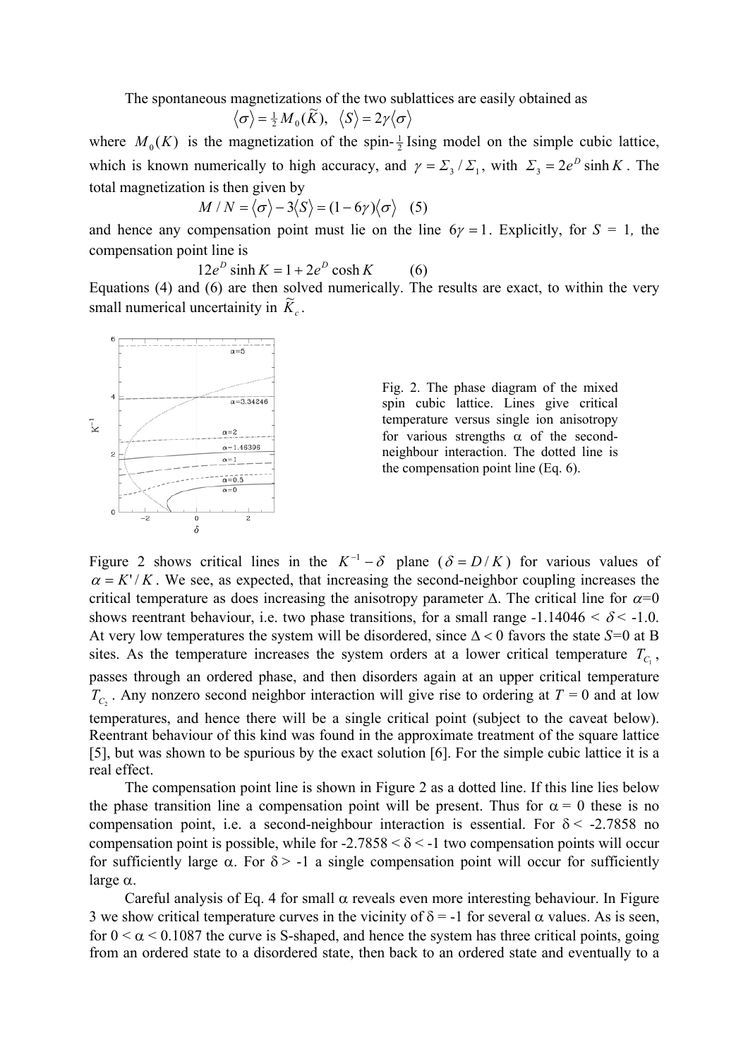The spontaneous magnetizations of the two sublattices are easily obtained as

$$\langle \sigma \rangle = \tfrac{1}{2} M_0(\widetilde{K}), \quad \langle S \rangle = 2\gamma \langle \sigma \rangle$$

where $M_0(K)$ is the magnetization of the spin-$\frac{1}{2}$ Ising model on the simple cubic lattice, which is known numerically to high accuracy, and $\gamma = \Sigma_3 / \Sigma_1$, with $\Sigma_3 = 2e^D \sinh K$. The total magnetization is then given by

$$M / N = \langle \sigma \rangle - 3\langle S \rangle = (1 - 6\gamma)\langle \sigma \rangle \quad (5)$$

and hence any compensation point must lie on the line $6\gamma = 1$. Explicitly, for $S$ = 1, the compensation point line is

$$12e^D \sinh K = 1 + 2e^D \cosh K \qquad (6)$$

Equations (4) and (6) are then solved numerically. The results are exact, to within the very small numerical uncertainity in $\widetilde{K}_c$.

Fig. 2. The phase diagram of the mixed spin cubic lattice. Lines give critical temperature versus single ion anisotropy for various strengths α of the second-neighbour interaction. The dotted line is the compensation point line (Eq. 6).

Figure 2 shows critical lines in the $K^{-1} - \delta$ plane ($\delta = D / K$) for various values of $\alpha = K' / K$. We see, as expected, that increasing the second-neighbor coupling increases the critical temperature as does increasing the anisotropy parameter Δ. The critical line for $\alpha$=0 shows reentrant behaviour, i.e. two phase transitions, for a small range -1.14046 < $\delta$ < -1.0. At very low temperatures the system will be disordered, since Δ < 0 favors the state $S$=0 at B sites. As the temperature increases the system orders at a lower critical temperature $T_{C_1}$, passes through an ordered phase, and then disorders again at an upper critical temperature $T_{C_2}$. Any nonzero second neighbor interaction will give rise to ordering at $T$ = 0 and at low temperatures, and hence there will be a single critical point (subject to the caveat below). Reentrant behaviour of this kind was found in the approximate treatment of the square lattice [5], but was shown to be spurious by the exact solution [6]. For the simple cubic lattice it is a real effect.

The compensation point line is shown in Figure 2 as a dotted line. If this line lies below the phase transition line a compensation point will be present. Thus for α = 0 these is no compensation point, i.e. a second-neighbour interaction is essential. For δ < -2.7858 no compensation point is possible, while for -2.7858 < δ < -1 two compensation points will occur for sufficiently large α. For δ > -1 a single compensation point will occur for sufficiently large α.

Careful analysis of Eq. 4 for small α reveals even more interesting behaviour. In Figure 3 we show critical temperature curves in the vicinity of δ = -1 for several α values. As is seen, for 0 < α < 0.1087 the curve is S-shaped, and hence the system has three critical points, going from an ordered state to a disordered state, then back to an ordered state and eventually to a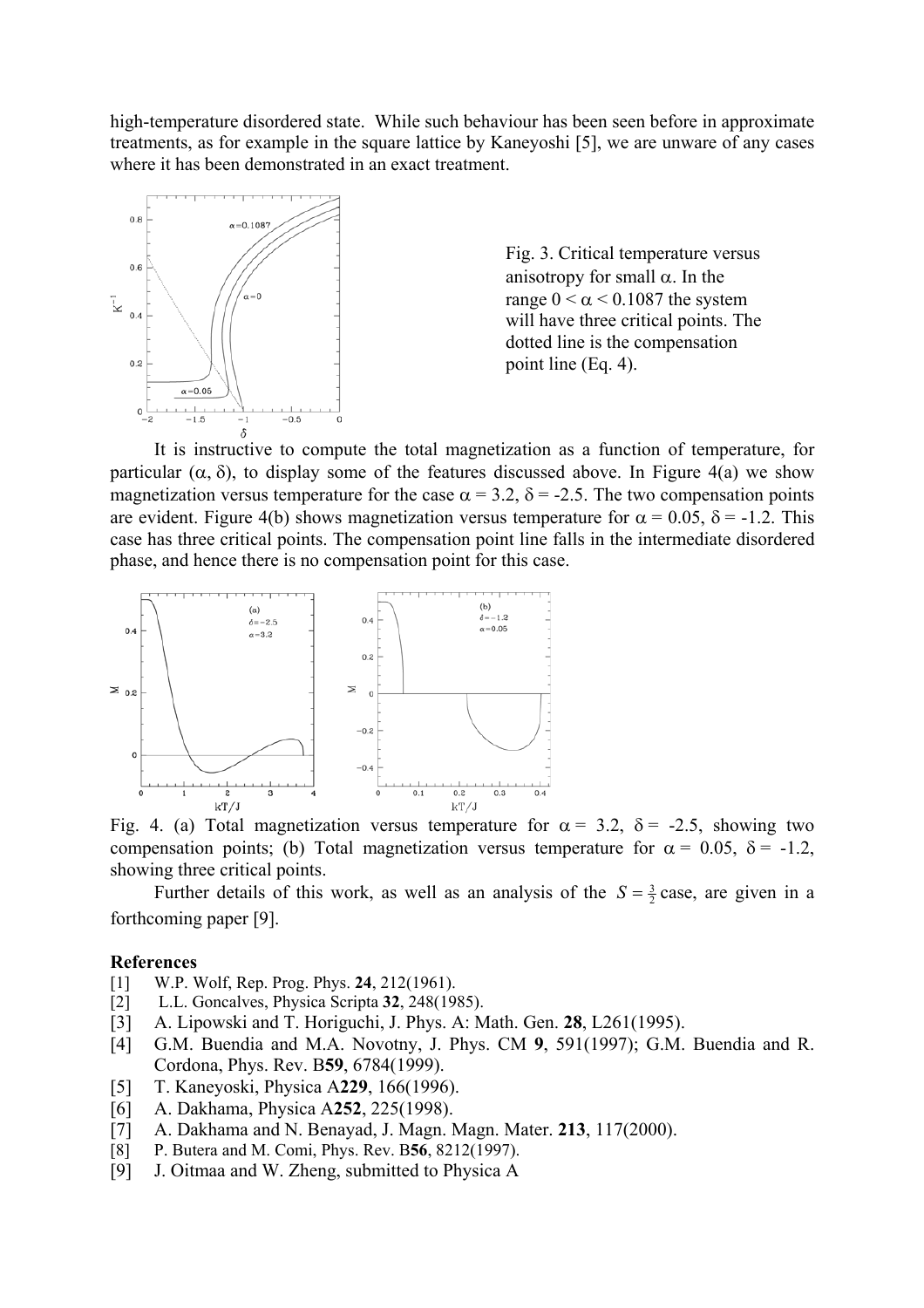high-temperature disordered state. While such behaviour has been seen before in approximate treatments, as for example in the square lattice by Kaneyoshi [5], we are unware of any cases where it has been demonstrated in an exact treatment.

0.8
0.6
0.4
0.2
0
-2
-1.5
-1
-0.5
0
$K^{-1}$
$\delta$
$\alpha$=0.1087
$\alpha$=0
$\alpha$=0.05

Fig. 3. Critical temperature versus anisotropy for small $\alpha$. In the range $0 < \alpha < 0.1087$ the system will have three critical points. The dotted line is the compensation point line (Eq. 4).

It is instructive to compute the total magnetization as a function of temperature, for particular ($\alpha$, $\delta$), to display some of the features discussed above. In Figure 4(a) we show magnetization versus temperature for the case $\alpha = 3.2$, $\delta = -2.5$. The two compensation points are evident. Figure 4(b) shows magnetization versus temperature for $\alpha = 0.05$, $\delta = -1.2$. This case has three critical points. The compensation point line falls in the intermediate disordered phase, and hence there is no compensation point for this case.

(a)
$\delta$=-2.5
$\alpha$=3.2
M
0.4
0.2
0
0
1
2
3
4
kT/J

(b)
$\delta$=-1.2
$\alpha$=0.05
M
0.4
0.2
0
-0.2
-0.4
0
0.1
0.2
0.3
0.4
kT/J

Fig. 4. (a) Total magnetization versus temperature for $\alpha = 3.2$, $\delta = -2.5$, showing two compensation points; (b) Total magnetization versus temperature for $\alpha = 0.05$, $\delta = -1.2$, showing three critical points.

Further details of this work, as well as an analysis of the $S = \frac{3}{2}$ case, are given in a forthcoming paper [9].

## References

[1] W.P. Wolf, Rep. Prog. Phys. **24**, 212(1961).

[2] L.L. Goncalves, Physica Scripta **32**, 248(1985).

[3] A. Lipowski and T. Horiguchi, J. Phys. A: Math. Gen. **28**, L261(1995).

[4] G.M. Buendia and M.A. Novotny, J. Phys. CM **9**, 591(1997); G.M. Buendia and R. Cordona, Phys. Rev. B**59**, 6784(1999).

[5] T. Kaneyoski, Physica A**229**, 166(1996).

[6] A. Dakhama, Physica A**252**, 225(1998).

[7] A. Dakhama and N. Benayad, J. Magn. Magn. Mater. **213**, 117(2000).

[8] P. Butera and M. Comi, Phys. Rev. B**56**, 8212(1997).

[9] J. Oitmaa and W. Zheng, submitted to Physica A